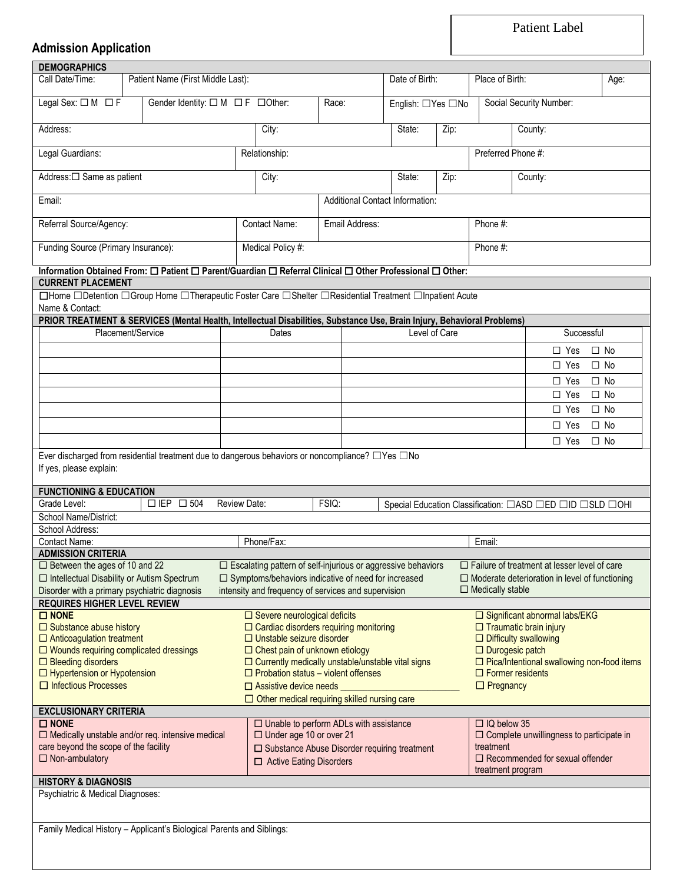Patient Label

## Admission Application

### DEMOGRAPHICS

| Call Date/Time: | Patient Name (First Middle Last): | Date of Birth: | Place of Birth: | Age: |
|---|---|---|---|---|

| Legal Sex: ☐ M ☐ F | Gender Identity: ☐ M ☐ F ☐Other: | Race: | English: ☐Yes ☐No | Social Security Number: |
|---|---|---|---|---|

| Address: | City: | State: | Zip: | County: |
|---|---|---|---|---|

| Legal Guardians: | Relationship: | Preferred Phone #: |
|---|---|---|

| Address:☐ Same as patient | City: | State: | Zip: | County: |
|---|---|---|---|---|

| Email: | Additional Contact Information: |
|---|---|

| Referral Source/Agency: | Contact Name: | Email Address: | Phone #: |
|---|---|---|---|

| Funding Source (Primary Insurance): | Medical Policy #: | Phone #: |
|---|---|---|

**Information Obtained From: ☐ Patient ☐ Parent/Guardian ☐ Referral Clinical ☐ Other Professional ☐ Other:**

### CURRENT PLACEMENT

☐Home ☐Detention ☐Group Home ☐Therapeutic Foster Care ☐Shelter ☐Residential Treatment ☐Inpatient Acute

Name & Contact:

### PRIOR TREATMENT & SERVICES (Mental Health, Intellectual Disabilities, Substance Use, Brain Injury, Behavioral Problems)

| Placement/Service | Dates | Level of Care | Successful |
|---|---|---|---|
| | | | ☐ Yes ☐ No |
| | | | ☐ Yes ☐ No |
| | | | ☐ Yes ☐ No |
| | | | ☐ Yes ☐ No |
| | | | ☐ Yes ☐ No |
| | | | ☐ Yes ☐ No |
| | | | ☐ Yes ☐ No |

Ever discharged from residential treatment due to dangerous behaviors or noncompliance? ☐Yes ☐No

If yes, please explain:

### FUNCTIONING & EDUCATION

| Grade Level: | ☐ IEP ☐ 504 | Review Date: | FSIQ: | Special Education Classification: ☐ASD ☐ED ☐ID ☐SLD ☐OHI |
|---|---|---|---|---|

School Name/District:

School Address:

| Contact Name: | Phone/Fax: | Email: |
|---|---|---|

### ADMISSION CRITERIA

- ☐ Between the ages of 10 and 22
- ☐ Intellectual Disability or Autism Spectrum Disorder with a primary psychiatric diagnosis
- ☐ Escalating pattern of self-injurious or aggressive behaviors
- ☐ Symptoms/behaviors indicative of need for increased intensity and frequency of services and supervision
- ☐ Failure of treatment at lesser level of care
- ☐ Moderate deterioration in level of functioning
- ☐ Medically stable

### REQUIRES HIGHER LEVEL REVIEW

- **☐ NONE**
- ☐ Substance abuse history
- ☐ Anticoagulation treatment
- ☐ Wounds requiring complicated dressings
- ☐ Bleeding disorders
- ☐ Hypertension or Hypotension
- ☐ Infectious Processes
- ☐ Severe neurological deficits
- ☐ Cardiac disorders requiring monitoring
- ☐ Unstable seizure disorder
- ☐ Chest pain of unknown etiology
- ☐ Currently medically unstable/unstable vital signs
- ☐ Probation status – violent offenses
- ☐ Assistive device needs _______________________
- ☐ Other medical requiring skilled nursing care
- ☐ Significant abnormal labs/EKG
- ☐ Traumatic brain injury
- ☐ Difficulty swallowing
- ☐ Durogesic patch
- ☐ Pica/Intentional swallowing non-food items
- ☐ Former residents
- ☐ Pregnancy

### EXCLUSIONARY CRITERIA

- **☐ NONE**
- ☐ Medically unstable and/or req. intensive medical care beyond the scope of the facility
- ☐ Non-ambulatory
- ☐ Unable to perform ADLs with assistance
- ☐ Under age 10 or over 21
- ☐ Substance Abuse Disorder requiring treatment
- ☐ Active Eating Disorders
- ☐ IQ below 35
- ☐ Complete unwillingness to participate in treatment
- ☐ Recommended for sexual offender treatment program

### HISTORY & DIAGNOSIS

Psychiatric & Medical Diagnoses:

Family Medical History – Applicant's Biological Parents and Siblings: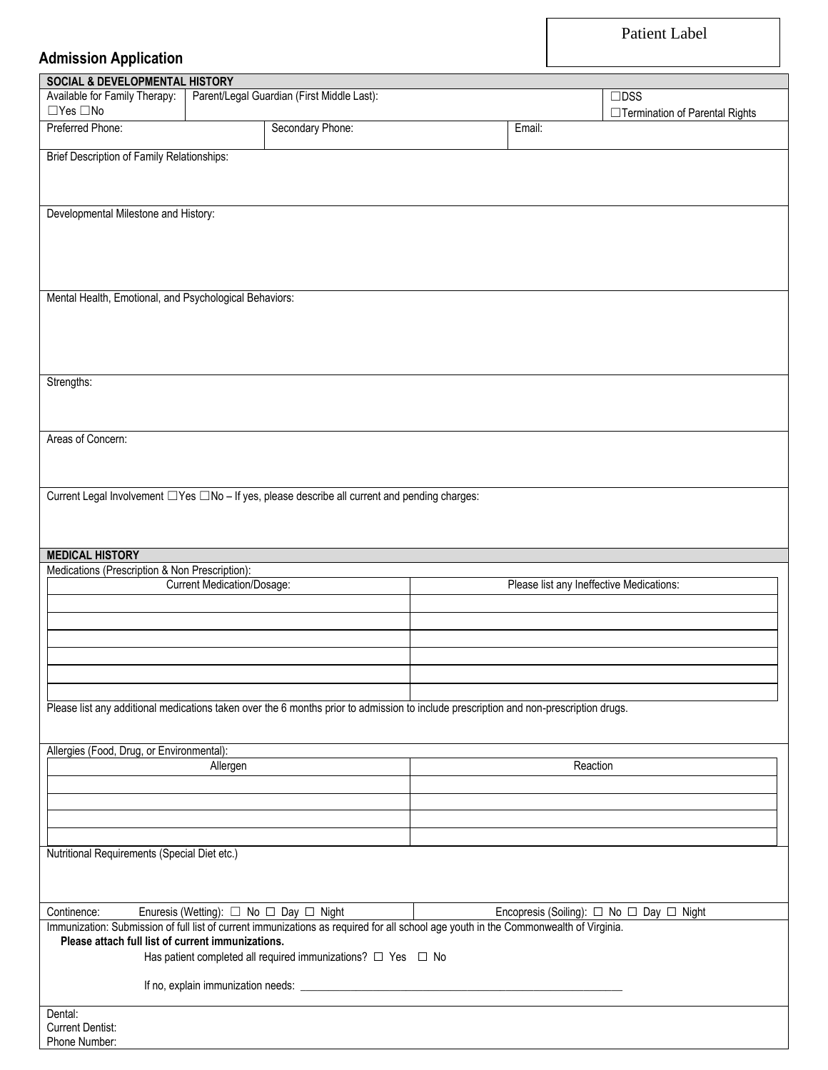Patient Label

## Admission Application

**SOCIAL & DEVELOPMENTAL HISTORY**

| Available for Family Therapy: ☐Yes ☐No | Parent/Legal Guardian (First Middle Last): | ☐DSS ☐Termination of Parental Rights |
|---|---|---|

| Preferred Phone: | Secondary Phone: | Email: |
|---|---|---|

Brief Description of Family Relationships:

Developmental Milestone and History:

Mental Health, Emotional, and Psychological Behaviors:

Strengths:

Areas of Concern:

Current Legal Involvement ☐Yes ☐No – If yes, please describe all current and pending charges:

**MEDICAL HISTORY**

Medications (Prescription & Non Prescription):

| Current Medication/Dosage: | Please list any Ineffective Medications: |
|---|---|
| | |
| | |
| | |
| | |
| | |
| | |

Please list any additional medications taken over the 6 months prior to admission to include prescription and non-prescription drugs.

Allergies (Food, Drug, or Environmental):

| Allergen | Reaction |
|---|---|
| | |
| | |
| | |
| | |

Nutritional Requirements (Special Diet etc.)

| Continence: Enuresis (Wetting): ☐ No ☐ Day ☐ Night | Encopresis (Soiling): ☐ No ☐ Day ☐ Night |
|---|---|

Immunization: Submission of full list of current immunizations as required for all school age youth in the Commonwealth of Virginia.

**Please attach full list of current immunizations.**

Has patient completed all required immunizations? ☐ Yes ☐ No

If no, explain immunization needs: ___________________________________________________________

Dental:
Current Dentist:
Phone Number: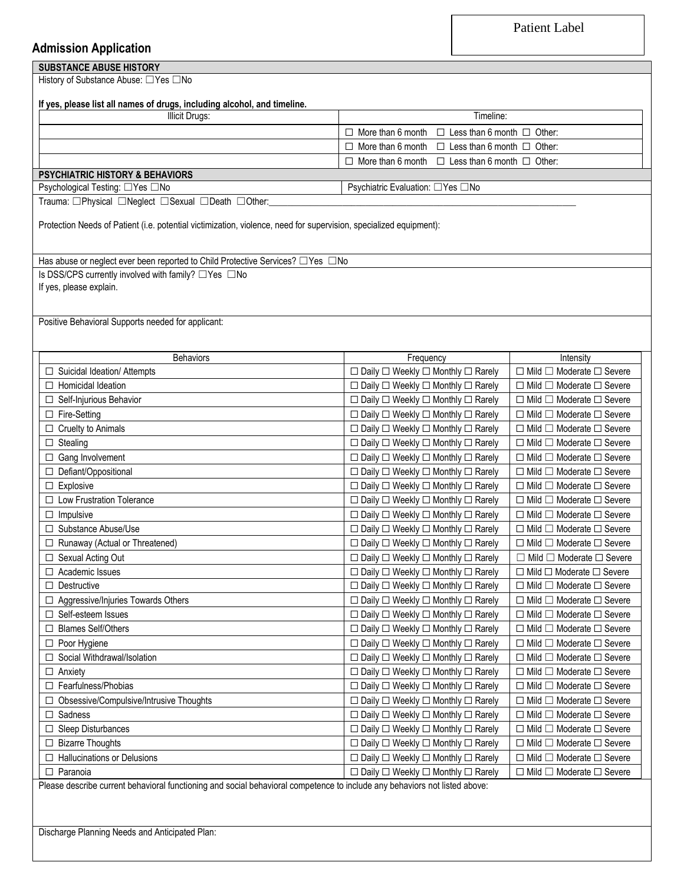Patient Label

## Admission Application

**SUBSTANCE ABUSE HISTORY**

History of Substance Abuse: ☐Yes ☐No

**If yes, please list all names of drugs, including alcohol, and timeline.**

| Illicit Drugs: | Timeline: |
|---|---|
| | ☐ More than 6 month ☐ Less than 6 month ☐ Other: |
| | ☐ More than 6 month ☐ Less than 6 month ☐ Other: |
| | ☐ More than 6 month ☐ Less than 6 month ☐ Other: |

**PSYCHIATRIC HISTORY & BEHAVIORS**

Psychological Testing: ☐Yes ☐No

Psychiatric Evaluation: ☐Yes ☐No

Trauma: ☐Physical ☐Neglect ☐Sexual ☐Death ☐Other:___________________

Protection Needs of Patient (i.e. potential victimization, violence, need for supervision, specialized equipment):

Has abuse or neglect ever been reported to Child Protective Services? ☐Yes ☐No

Is DSS/CPS currently involved with family? ☐Yes ☐No

If yes, please explain.

Positive Behavioral Supports needed for applicant:

| Behaviors | Frequency | Intensity |
|---|---|---|
| ☐ Suicidal Ideation/ Attempts | ☐ Daily ☐ Weekly ☐ Monthly ☐ Rarely | ☐ Mild ☐ Moderate ☐ Severe |
| ☐ Homicidal Ideation | ☐ Daily ☐ Weekly ☐ Monthly ☐ Rarely | ☐ Mild ☐ Moderate ☐ Severe |
| ☐ Self-Injurious Behavior | ☐ Daily ☐ Weekly ☐ Monthly ☐ Rarely | ☐ Mild ☐ Moderate ☐ Severe |
| ☐ Fire-Setting | ☐ Daily ☐ Weekly ☐ Monthly ☐ Rarely | ☐ Mild ☐ Moderate ☐ Severe |
| ☐ Cruelty to Animals | ☐ Daily ☐ Weekly ☐ Monthly ☐ Rarely | ☐ Mild ☐ Moderate ☐ Severe |
| ☐ Stealing | ☐ Daily ☐ Weekly ☐ Monthly ☐ Rarely | ☐ Mild ☐ Moderate ☐ Severe |
| ☐ Gang Involvement | ☐ Daily ☐ Weekly ☐ Monthly ☐ Rarely | ☐ Mild ☐ Moderate ☐ Severe |
| ☐ Defiant/Oppositional | ☐ Daily ☐ Weekly ☐ Monthly ☐ Rarely | ☐ Mild ☐ Moderate ☐ Severe |
| ☐ Explosive | ☐ Daily ☐ Weekly ☐ Monthly ☐ Rarely | ☐ Mild ☐ Moderate ☐ Severe |
| ☐ Low Frustration Tolerance | ☐ Daily ☐ Weekly ☐ Monthly ☐ Rarely | ☐ Mild ☐ Moderate ☐ Severe |
| ☐ Impulsive | ☐ Daily ☐ Weekly ☐ Monthly ☐ Rarely | ☐ Mild ☐ Moderate ☐ Severe |
| ☐ Substance Abuse/Use | ☐ Daily ☐ Weekly ☐ Monthly ☐ Rarely | ☐ Mild ☐ Moderate ☐ Severe |
| ☐ Runaway (Actual or Threatened) | ☐ Daily ☐ Weekly ☐ Monthly ☐ Rarely | ☐ Mild ☐ Moderate ☐ Severe |
| ☐ Sexual Acting Out | ☐ Daily ☐ Weekly ☐ Monthly ☐ Rarely | ☐ Mild ☐ Moderate ☐ Severe |
| ☐ Academic Issues | ☐ Daily ☐ Weekly ☐ Monthly ☐ Rarely | ☐ Mild ☐ Moderate ☐ Severe |
| ☐ Destructive | ☐ Daily ☐ Weekly ☐ Monthly ☐ Rarely | ☐ Mild ☐ Moderate ☐ Severe |
| ☐ Aggressive/Injuries Towards Others | ☐ Daily ☐ Weekly ☐ Monthly ☐ Rarely | ☐ Mild ☐ Moderate ☐ Severe |
| ☐ Self-esteem Issues | ☐ Daily ☐ Weekly ☐ Monthly ☐ Rarely | ☐ Mild ☐ Moderate ☐ Severe |
| ☐ Blames Self/Others | ☐ Daily ☐ Weekly ☐ Monthly ☐ Rarely | ☐ Mild ☐ Moderate ☐ Severe |
| ☐ Poor Hygiene | ☐ Daily ☐ Weekly ☐ Monthly ☐ Rarely | ☐ Mild ☐ Moderate ☐ Severe |
| ☐ Social Withdrawal/Isolation | ☐ Daily ☐ Weekly ☐ Monthly ☐ Rarely | ☐ Mild ☐ Moderate ☐ Severe |
| ☐ Anxiety | ☐ Daily ☐ Weekly ☐ Monthly ☐ Rarely | ☐ Mild ☐ Moderate ☐ Severe |
| ☐ Fearfulness/Phobias | ☐ Daily ☐ Weekly ☐ Monthly ☐ Rarely | ☐ Mild ☐ Moderate ☐ Severe |
| ☐ Obsessive/Compulsive/Intrusive Thoughts | ☐ Daily ☐ Weekly ☐ Monthly ☐ Rarely | ☐ Mild ☐ Moderate ☐ Severe |
| ☐ Sadness | ☐ Daily ☐ Weekly ☐ Monthly ☐ Rarely | ☐ Mild ☐ Moderate ☐ Severe |
| ☐ Sleep Disturbances | ☐ Daily ☐ Weekly ☐ Monthly ☐ Rarely | ☐ Mild ☐ Moderate ☐ Severe |
| ☐ Bizarre Thoughts | ☐ Daily ☐ Weekly ☐ Monthly ☐ Rarely | ☐ Mild ☐ Moderate ☐ Severe |
| ☐ Hallucinations or Delusions | ☐ Daily ☐ Weekly ☐ Monthly ☐ Rarely | ☐ Mild ☐ Moderate ☐ Severe |
| ☐ Paranoia | ☐ Daily ☐ Weekly ☐ Monthly ☐ Rarely | ☐ Mild ☐ Moderate ☐ Severe |

Please describe current behavioral functioning and social behavioral competence to include any behaviors not listed above:

Discharge Planning Needs and Anticipated Plan: